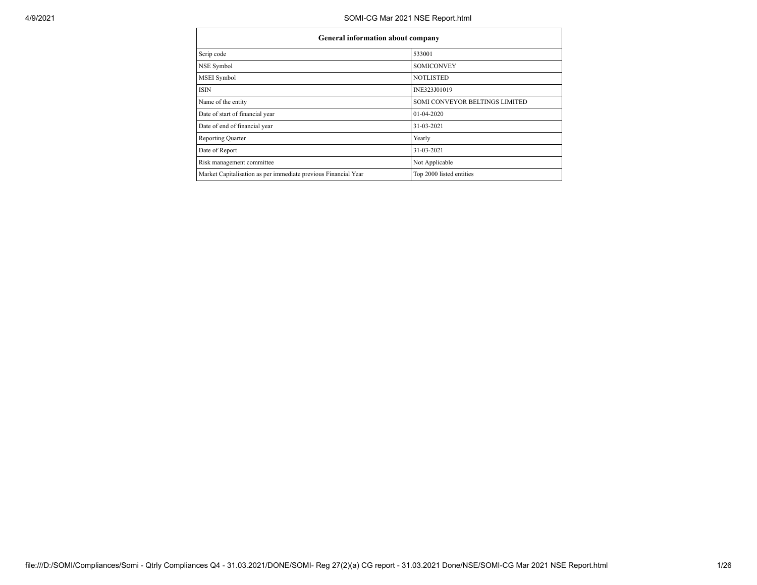| General information about company | |
|---|---|
| Scrip code | 533001 |
| NSE Symbol | SOMICONVEY |
| MSEI Symbol | NOTLISTED |
| ISIN | INE323J01019 |
| Name of the entity | SOMI CONVEYOR BELTINGS LIMITED |
| Date of start of financial year | 01-04-2020 |
| Date of end of financial year | 31-03-2021 |
| Reporting Quarter | Yearly |
| Date of Report | 31-03-2021 |
| Risk management committee | Not Applicable |
| Market Capitalisation as per immediate previous Financial Year | Top 2000 listed entities |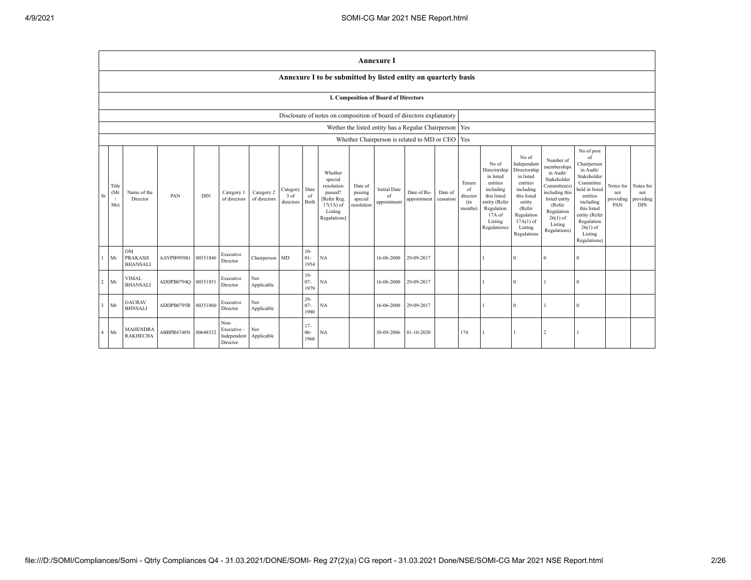# Annexure I

## Annexure I to be submitted by listed entity on quarterly basis

### I. Composition of Board of Directors

| Disclosure of notes on composition of board of directors explanatory | |
|---|---|
| Wether the listed entity has a Regular Chairperson | Yes |
| Whether Chairperson is related to MD or CEO | Yes |

| Sr | Title (Mr / Ms) | Name of the Director | PAN | DIN | Category 1 of directors | Category 2 of directors | Category 3 of directors | Date of Birth | Whether special resolution passed? [Refer Reg. 17(1A) of Listing Regulations] | Date of passing special resolution | Initial Date of appointment | Date of Re-appointment | Date of cessation | Tenure of director (in months) | No of Directorship in listed entities including this listed entity (Refer Regulation 17A of Listing Regulations) | No of Independent Directorship in listed entities including this listed entity (Refer Regulation 17A(1) of Listing Regulations | Number of memberships in Audit/ Stakeholder Committee(s) including this listed entity (Refer Regulation 26(1) of Listing Regulations) | No of post of Chairperson in Audit/ Stakeholder Committee held in listed entities including this listed entity (Refer Regulation 26(1) of Listing Regulations) | Notes for not providing PAN | Notes for not providing DIN |
|---|---|---|---|---|---|---|---|---|---|---|---|---|---|---|---|---|---|---|---|---|
| 1 | Mr | OM PRAKASH BHANSALI | AAYPB9950G | 00351846 | Executive Director | Chairperson | MD | 10-01-1954 | NA | | 16-06-2000 | 29-09-2017 | | | 1 | 0 | 0 | 0 | | |
| 2 | Mr | VIMAL BHANSALI | ADDPB0794Q | 00351851 | Executive Director | Not Applicable | | 19-07-1979 | NA | | 16-06-2000 | 29-09-2017 | | | 1 | 0 | 1 | 0 | | |
| 3 | Mr | GAURAV BHNSALI | ADDPB0795R | 00351860 | Executive Director | Not Applicable | | 29-07-1980 | NA | | 16-06-2000 | 29-09-2017 | | | 1 | 0 | 1 | 0 | | |
| 4 | Mr | MAHENDRA RAKHECHA | ABBPR6748N | 00648532 | Non-Executive - Independent Director | Not Applicable | | 17-06-1968 | NA | | 30-09-2006 | 01-10-2020 | | 174 | 1 | 1 | 2 | 1 | | |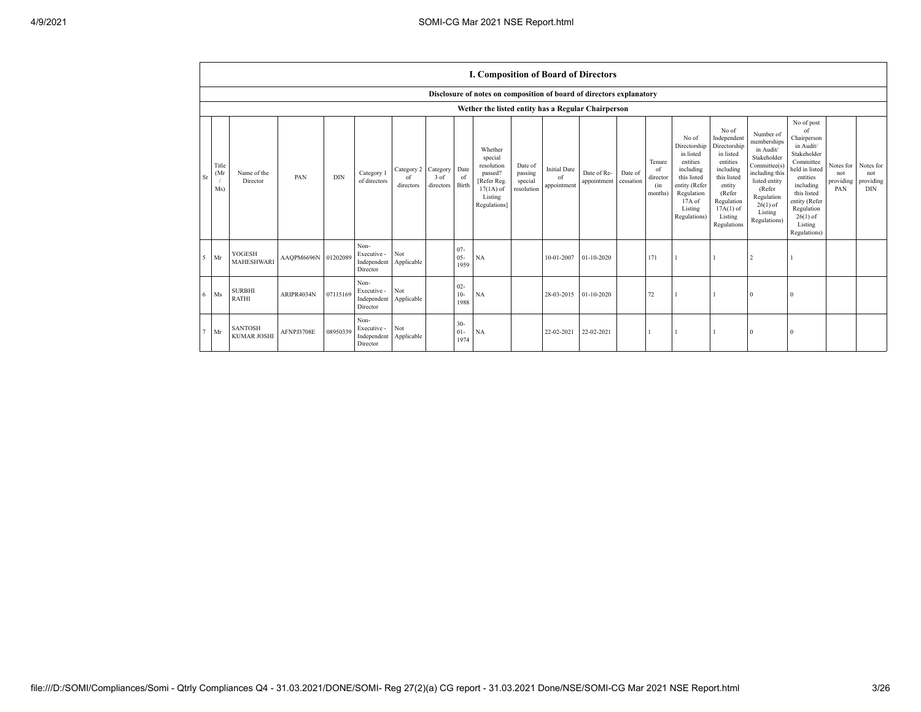| I. Composition of Board of Directors | | | | | | | | | | | | | | | | | | | | | |
|---|---|---|---|---|---|---|---|---|---|---|---|---|---|---|---|---|---|---|---|---|---|
| Disclosure of notes on composition of board of directors explanatory | | | | | | | | | | | | | | | | | | | | | |
| Wether the listed entity has a Regular Chairperson | | | | | | | | | | | | | | | | | | | | | |
| Sr | Title (Mr / Ms) | Name of the Director | PAN | DIN | Category 1 of directors | Category 2 of directors | Category 3 of directors | Date of Birth | Whether special resolution passed? [Refer Reg. 17(1A) of Listing Regulations] | Date of passing special resolution | Initial Date of appointment | Date of Re-appointment | Date of cessation | Tenure of director (in months) | No of Directorship in listed entities including this listed entity (Refer Regulation 17A of Listing Regulations) | No of Independent Directorship in listed entities including this listed entity (Refer Regulation 17A(1) of Listing Regulations | Number of memberships in Audit/ Stakeholder Committee(s) including this listed entity (Refer Regulation 26(1) of Listing Regulations) | No of post of Chairperson in Audit/ Stakeholder Committee held in listed entities including this listed entity (Refer Regulation 26(1) of Listing Regulations) | Notes for not providing PAN | Notes for not providing DIN |
| 5 | Mr | YOGESH MAHESHWARI | AAQPM6696N | 01202089 | Non-Executive - Independent Director | Not Applicable | | 07-05-1959 | NA | | 10-01-2007 | 01-10-2020 | | 171 | 1 | 1 | 2 | 1 | | |
| 6 | Ms | SURBHI RATHI | ARIPR4034N | 07115169 | Non-Executive - Independent Director | Not Applicable | | 02-10-1988 | NA | | 28-03-2015 | 01-10-2020 | | 72 | 1 | 1 | 0 | 0 | | |
| 7 | Mr | SANTOSH KUMAR JOSHI | AFNPJ3708E | 08950339 | Non-Executive - Independent Director | Not Applicable | | 30-01-1974 | NA | | 22-02-2021 | 22-02-2021 | | 1 | 1 | 1 | 0 | 0 | | |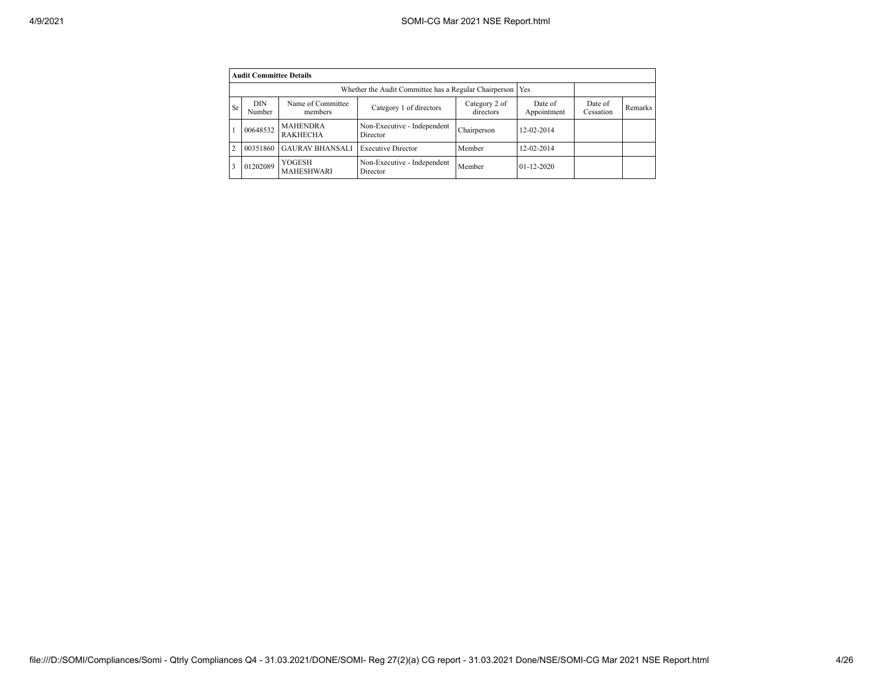**Audit Committee Details**

| | | | Whether the Audit Committee has a Regular Chairperson | | Yes | | |
|---|---|---|---|---|---|---|---|
| Sr | DIN Number | Name of Committee members | Category 1 of directors | Category 2 of directors | Date of Appointment | Date of Cessation | Remarks |
| 1 | 00648532 | MAHENDRA RAKHECHA | Non-Executive - Independent Director | Chairperson | 12-02-2014 | | |
| 2 | 00351860 | GAURAV BHANSALI | Executive Director | Member | 12-02-2014 | | |
| 3 | 01202089 | YOGESH MAHESHWARI | Non-Executive - Independent Director | Member | 01-12-2020 | | |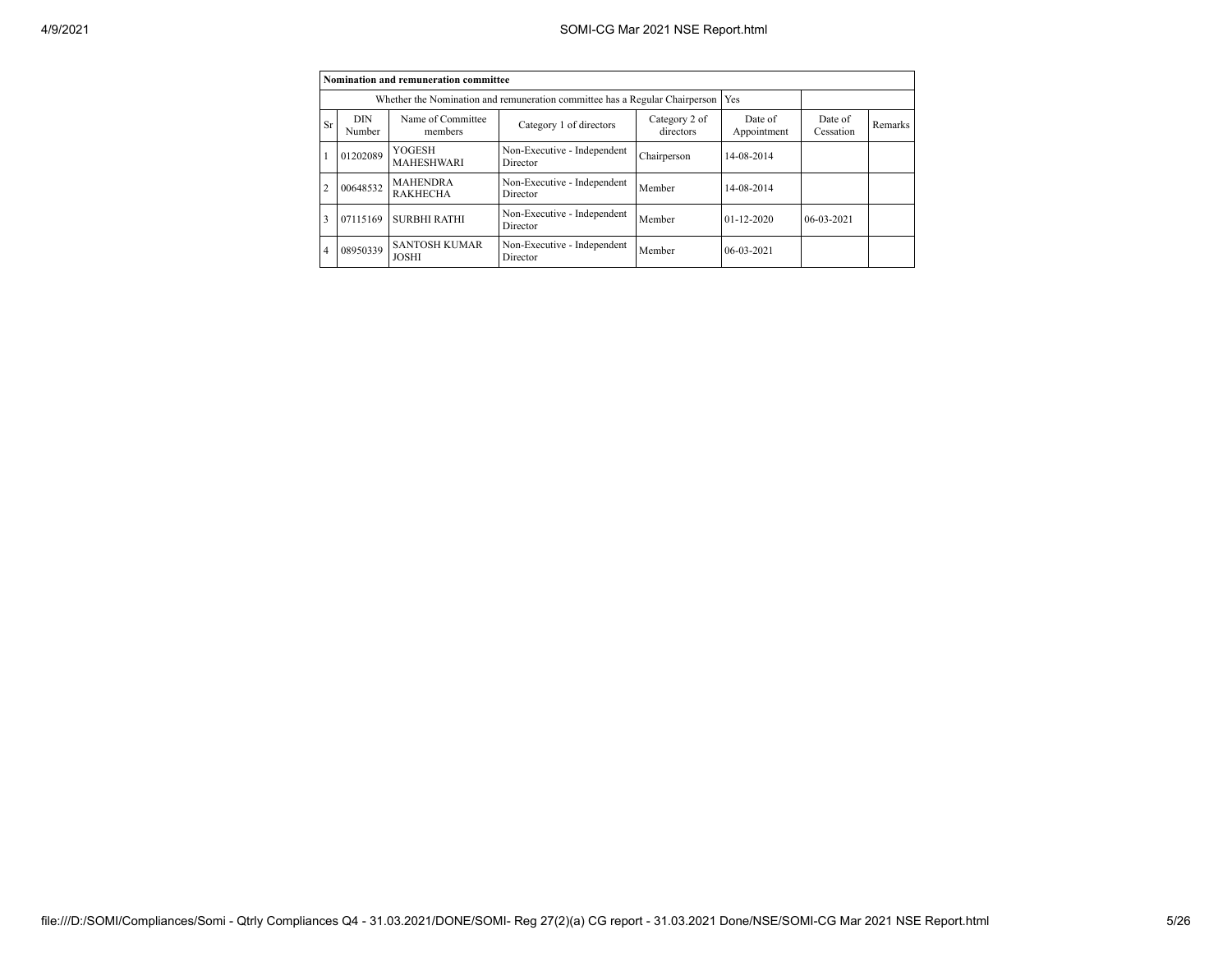| Nomination and remuneration committee | | | | | | | |
|---|---|---|---|---|---|---|---|
| Whether the Nomination and remuneration committee has a Regular Chairperson | | | | | Yes | | |
| Sr | DIN Number | Name of Committee members | Category 1 of directors | Category 2 of directors | Date of Appointment | Date of Cessation | Remarks |
| 1 | 01202089 | YOGESH MAHESHWARI | Non-Executive - Independent Director | Chairperson | 14-08-2014 | | |
| 2 | 00648532 | MAHENDRA RAKHECHA | Non-Executive - Independent Director | Member | 14-08-2014 | | |
| 3 | 07115169 | SURBHI RATHI | Non-Executive - Independent Director | Member | 01-12-2020 | 06-03-2021 | |
| 4 | 08950339 | SANTOSH KUMAR JOSHI | Non-Executive - Independent Director | Member | 06-03-2021 | | |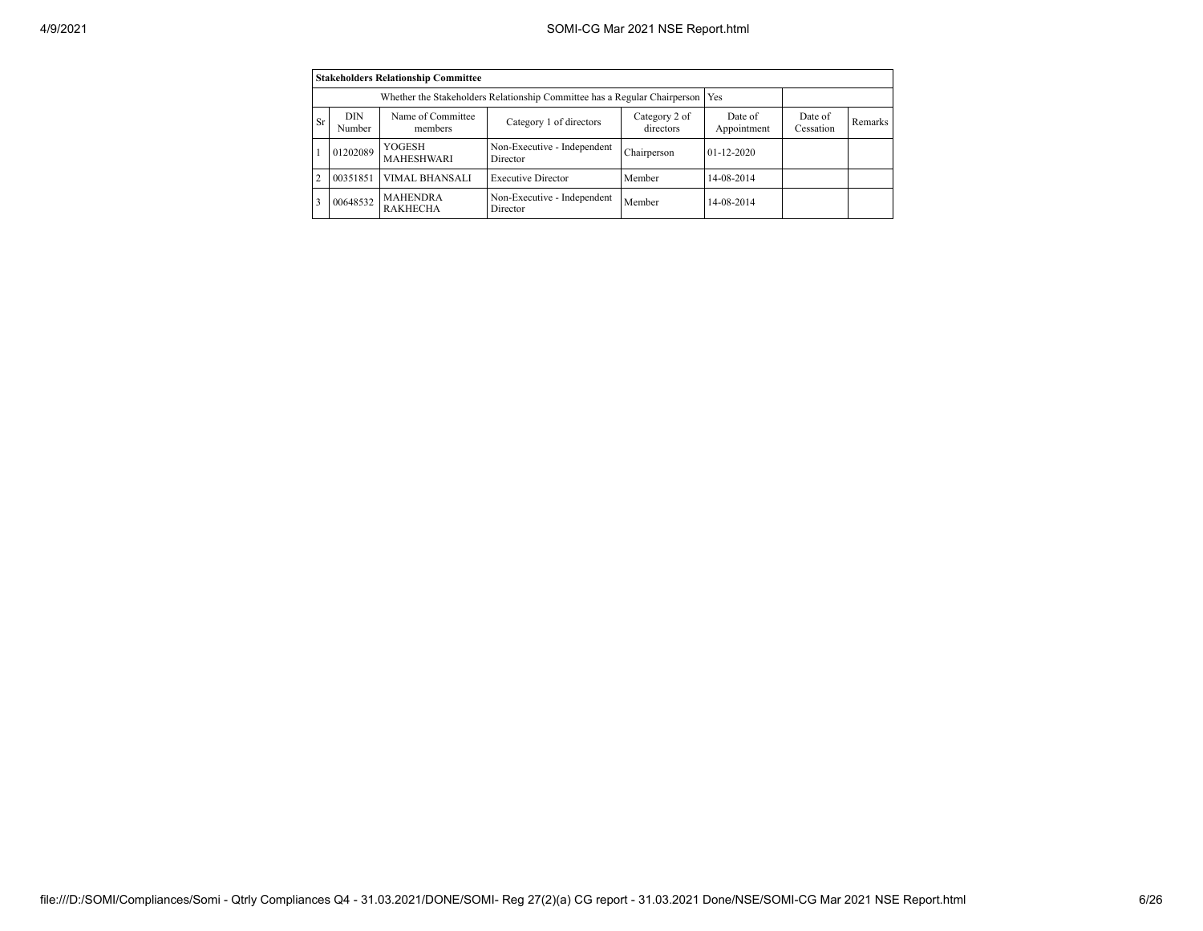| Stakeholders Relationship Committee | | | | | | | |
|---|---|---|---|---|---|---|---|
| Whether the Stakeholders Relationship Committee has a Regular Chairperson | | | | | Yes | | |
| Sr | DIN Number | Name of Committee members | Category 1 of directors | Category 2 of directors | Date of Appointment | Date of Cessation | Remarks |
| 1 | 01202089 | YOGESH MAHESHWARI | Non-Executive - Independent Director | Chairperson | 01-12-2020 | | |
| 2 | 00351851 | VIMAL BHANSALI | Executive Director | Member | 14-08-2014 | | |
| 3 | 00648532 | MAHENDRA RAKHECHA | Non-Executive - Independent Director | Member | 14-08-2014 | | |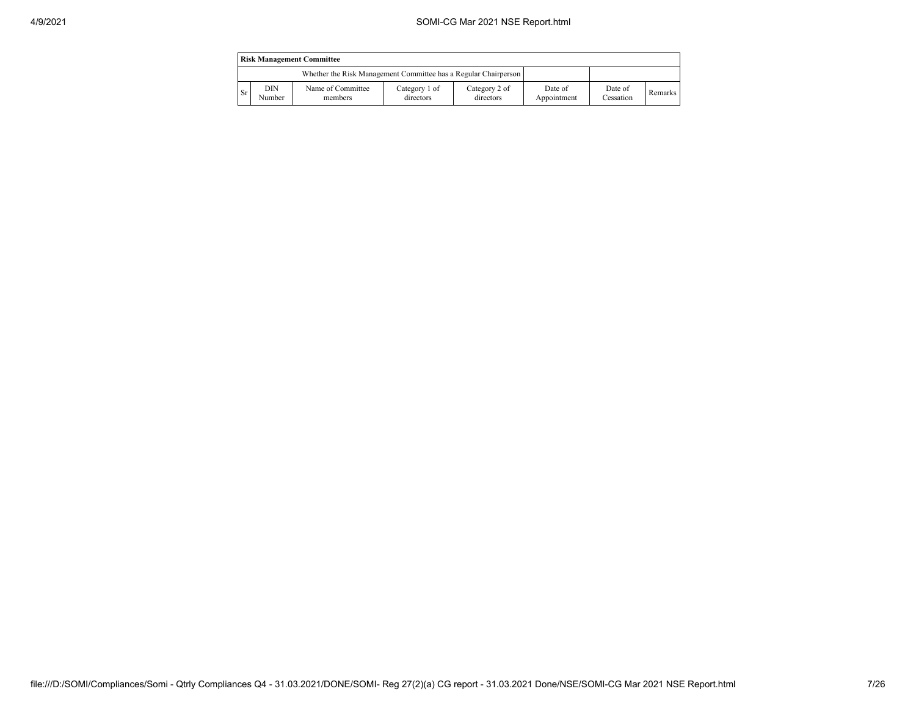| Risk Management Committee | | | | | | | |
|---|---|---|---|---|---|---|---|
| Whether the Risk Management Committee has a Regular Chairperson | | | | | | | |
| Sr | DIN Number | Name of Committee members | Category 1 of directors | Category 2 of directors | Date of Appointment | Date of Cessation | Remarks |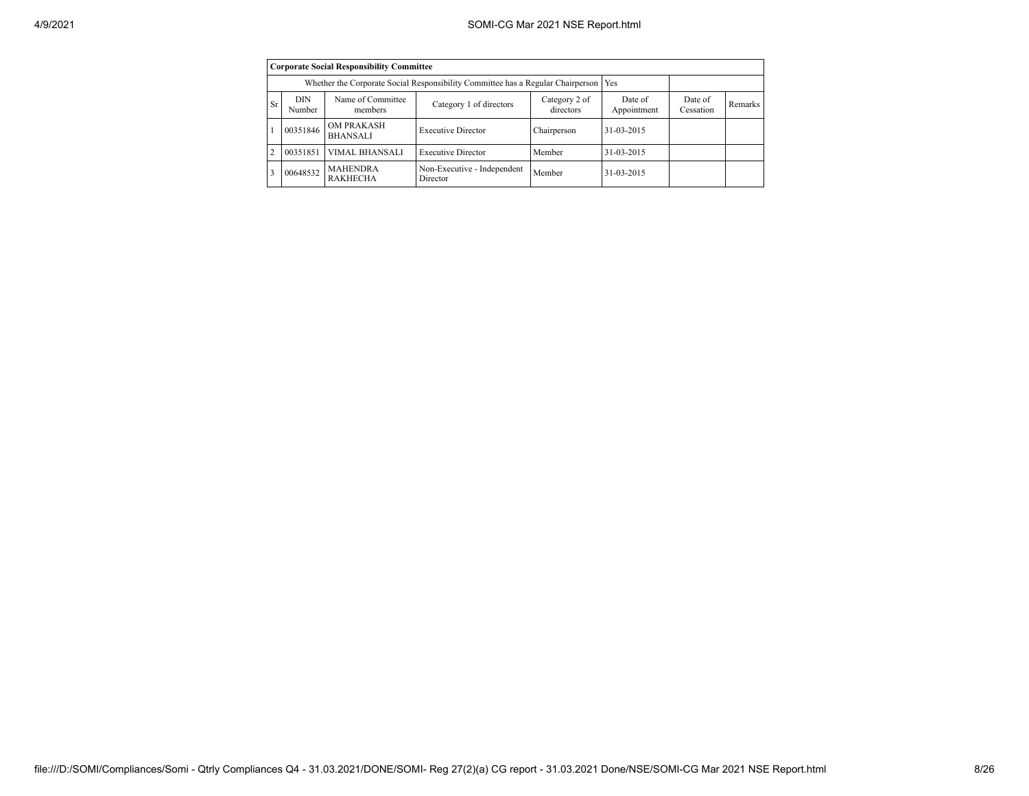| Corporate Social Responsibility Committee | | | | | | | |
|---|---|---|---|---|---|---|---|
| Whether the Corporate Social Responsibility Committee has a Regular Chairperson | | | | | Yes | | |
| Sr | DIN Number | Name of Committee members | Category 1 of directors | Category 2 of directors | Date of Appointment | Date of Cessation | Remarks |
| 1 | 00351846 | OM PRAKASH BHANSALI | Executive Director | Chairperson | 31-03-2015 | | |
| 2 | 00351851 | VIMAL BHANSALI | Executive Director | Member | 31-03-2015 | | |
| 3 | 00648532 | MAHENDRA RAKHECHA | Non-Executive - Independent Director | Member | 31-03-2015 | | |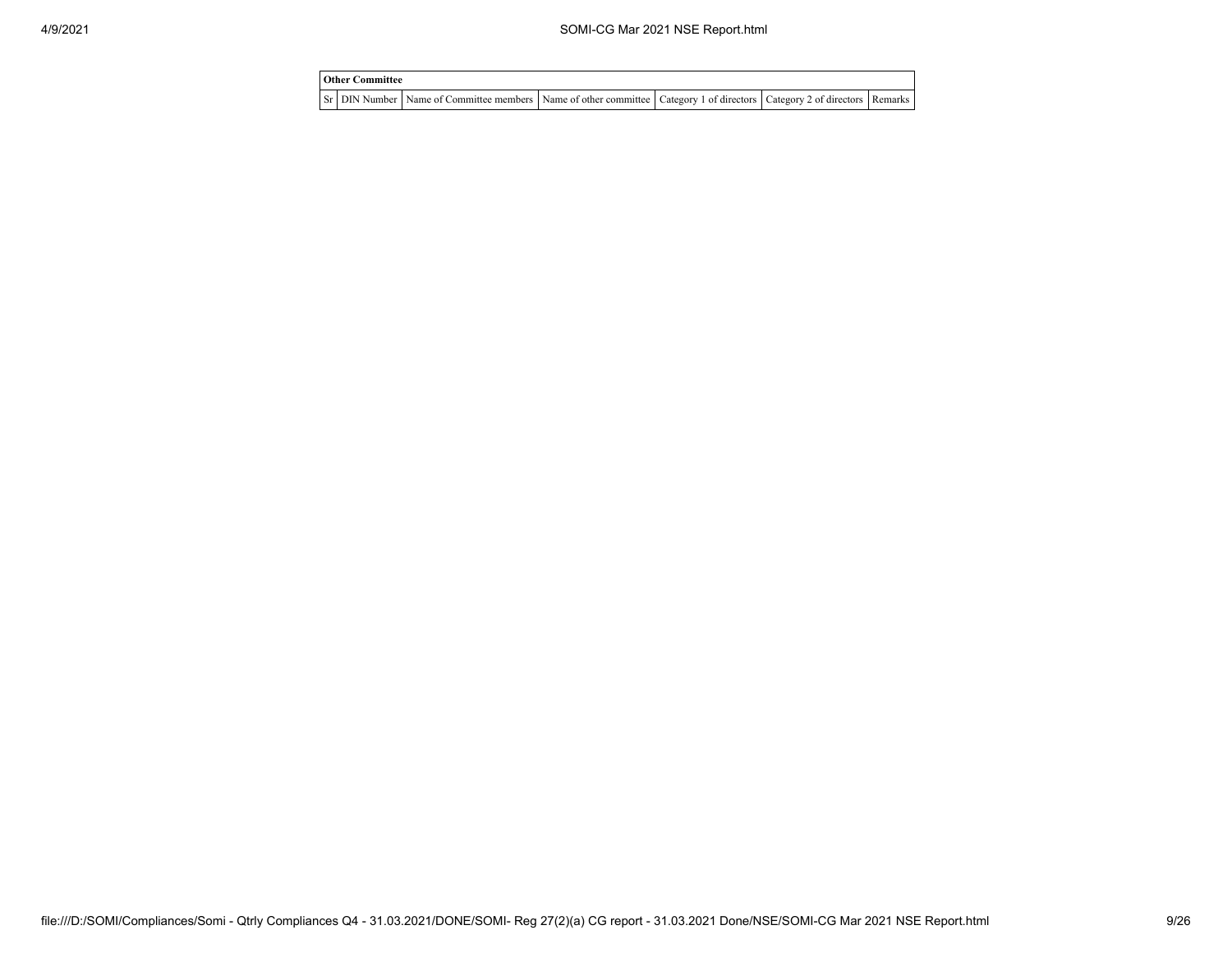| Other Committee | | | | | | |
|---|---|---|---|---|---|---|
| Sr | DIN Number | Name of Committee members | Name of other committee | Category 1 of directors | Category 2 of directors | Remarks |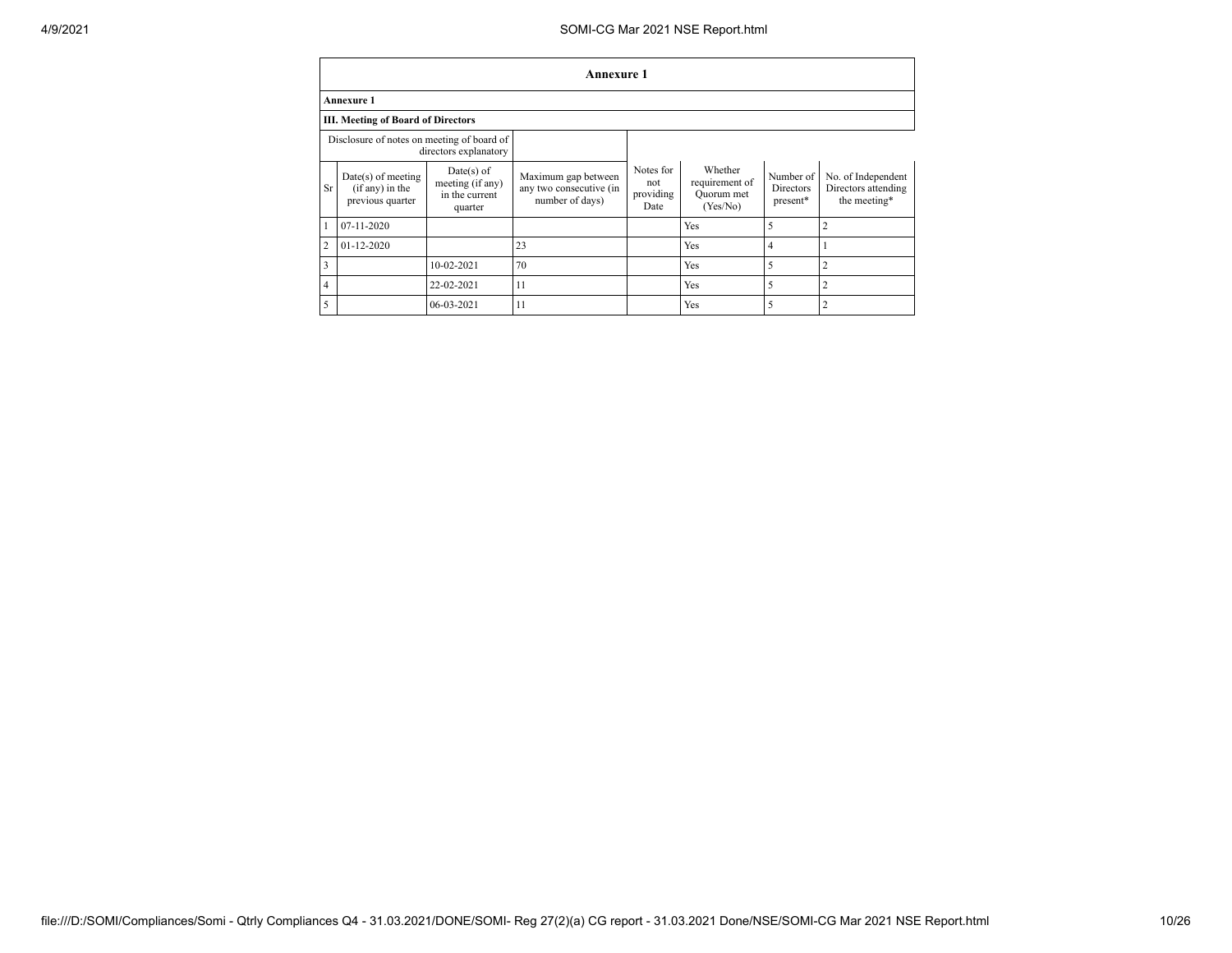| Annexure 1 | | | | | | | |
|---|---|---|---|---|---|---|---|
| **Annexure 1** | | | | | | | |
| **III. Meeting of Board of Directors** | | | | | | | |
| Disclosure of notes on meeting of board of directors explanatory | | | | | | | |
| Sr | Date(s) of meeting (if any) in the previous quarter | Date(s) of meeting (if any) in the current quarter | Maximum gap between any two consecutive (in number of days) | Notes for not providing Date | Whether requirement of Quorum met (Yes/No) | Number of Directors present* | No. of Independent Directors attending the meeting* |
| 1 | 07-11-2020 | | | | Yes | 5 | 2 |
| 2 | 01-12-2020 | | 23 | | Yes | 4 | 1 |
| 3 | | 10-02-2021 | 70 | | Yes | 5 | 2 |
| 4 | | 22-02-2021 | 11 | | Yes | 5 | 2 |
| 5 | | 06-03-2021 | 11 | | Yes | 5 | 2 |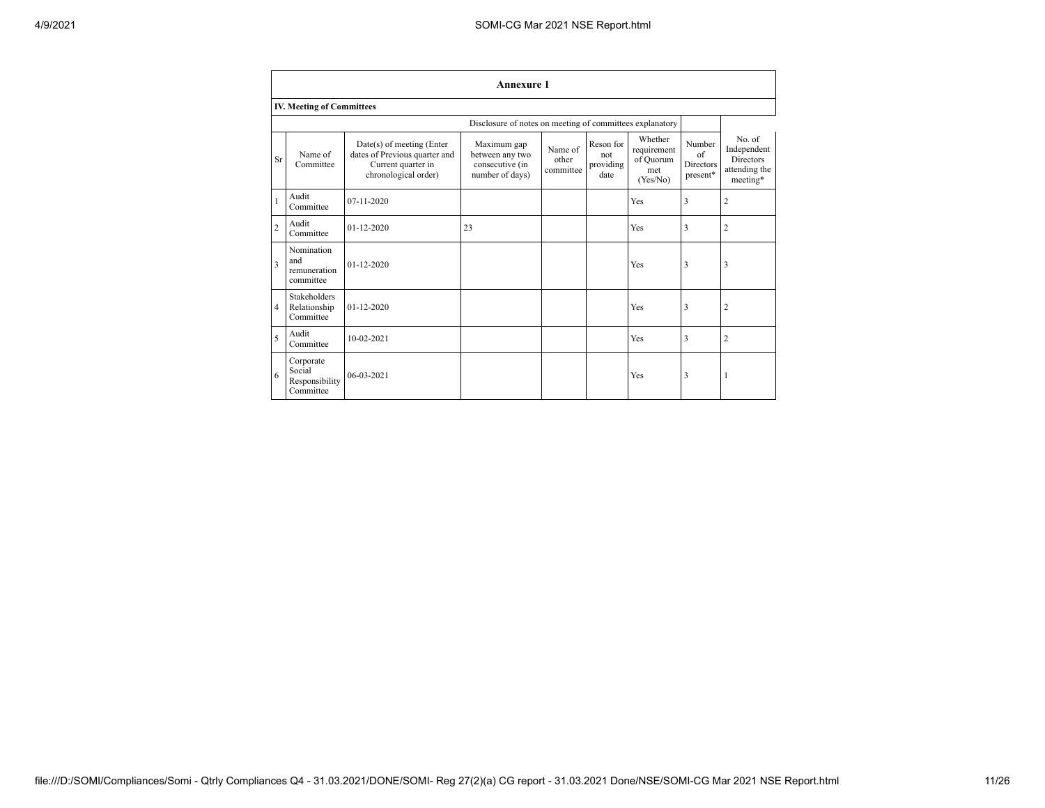## Annexure 1

### IV. Meeting of Committees

Disclosure of notes on meeting of committees explanatory

| Sr | Name of Committee | Date(s) of meeting (Enter dates of Previous quarter and Current quarter in chronological order) | Maximum gap between any two consecutive (in number of days) | Name of other committee | Reson for not providing date | Whether requirement of Quorum met (Yes/No) | Number of Directors present* | No. of Independent Directors attending the meeting* |
|---|---|---|---|---|---|---|---|---|
| 1 | Audit Committee | 07-11-2020 | | | | Yes | 3 | 2 |
| 2 | Audit Committee | 01-12-2020 | 23 | | | Yes | 3 | 2 |
| 3 | Nomination and remuneration committee | 01-12-2020 | | | | Yes | 3 | 3 |
| 4 | Stakeholders Relationship Committee | 01-12-2020 | | | | Yes | 3 | 2 |
| 5 | Audit Committee | 10-02-2021 | | | | Yes | 3 | 2 |
| 6 | Corporate Social Responsibility Committee | 06-03-2021 | | | | Yes | 3 | 1 |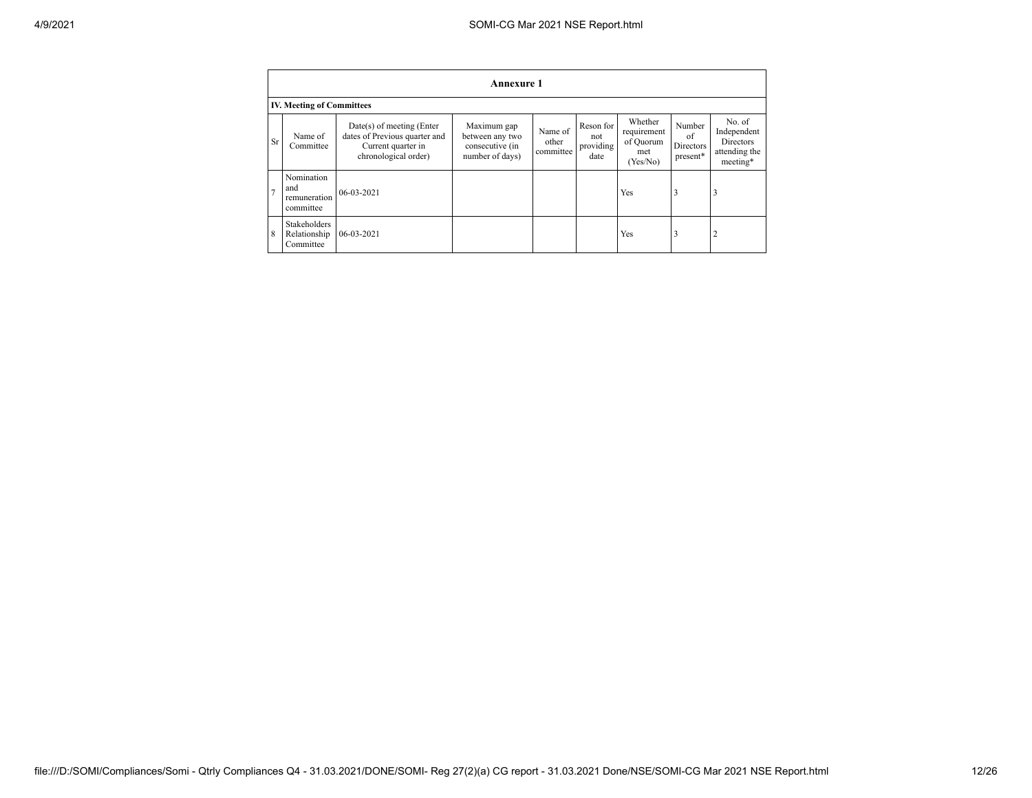## Annexure 1

### IV. Meeting of Committees

| Sr | Name of Committee | Date(s) of meeting (Enter dates of Previous quarter and Current quarter in chronological order) | Maximum gap between any two consecutive (in number of days) | Name of other committee | Reson for not providing date | Whether requirement of Quorum met (Yes/No) | Number of Directors present* | No. of Independent Directors attending the meeting* |
|---|---|---|---|---|---|---|---|---|
| 7 | Nomination and remuneration committee | 06-03-2021 | | | | Yes | 3 | 3 |
| 8 | Stakeholders Relationship Committee | 06-03-2021 | | | | Yes | 3 | 2 |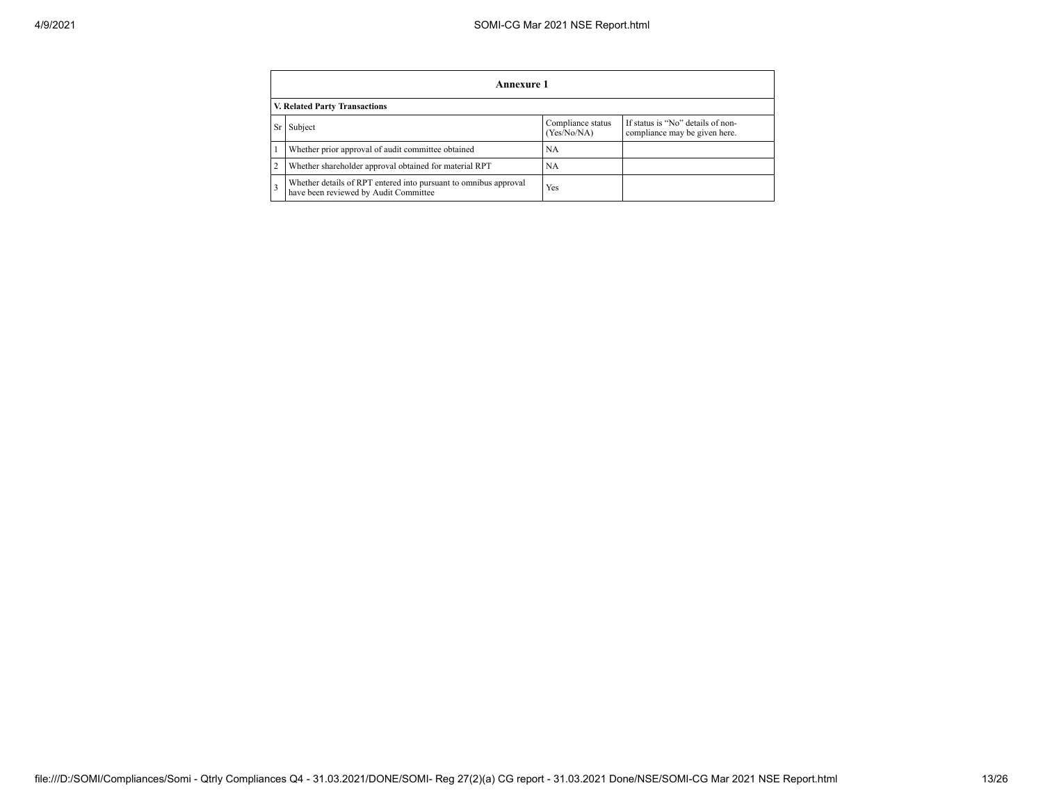## Annexure 1

### V. Related Party Transactions

| Sr | Subject | Compliance status (Yes/No/NA) | If status is "No" details of non-compliance may be given here. |
|---|---|---|---|
| 1 | Whether prior approval of audit committee obtained | NA | |
| 2 | Whether shareholder approval obtained for material RPT | NA | |
| 3 | Whether details of RPT entered into pursuant to omnibus approval have been reviewed by Audit Committee | Yes | |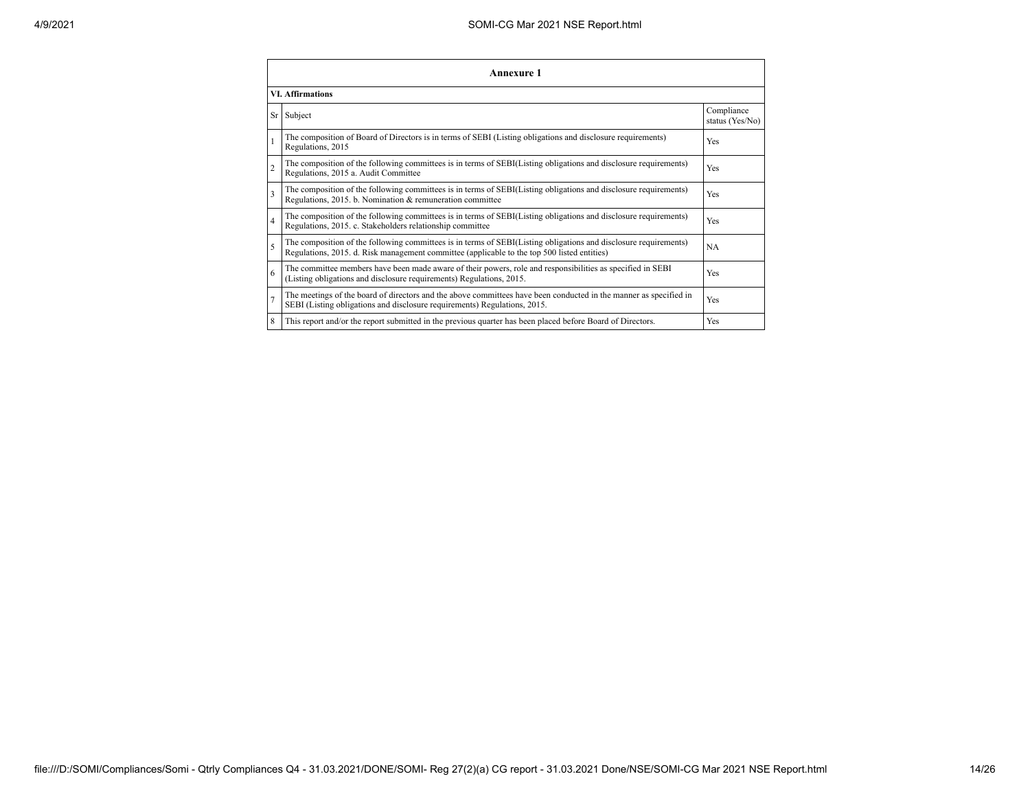## Annexure 1

### VI. Affirmations

| Sr | Subject | Compliance status (Yes/No) |
| --- | --- | --- |
| 1 | The composition of Board of Directors is in terms of SEBI (Listing obligations and disclosure requirements) Regulations, 2015 | Yes |
| 2 | The composition of the following committees is in terms of SEBI(Listing obligations and disclosure requirements) Regulations, 2015 a. Audit Committee | Yes |
| 3 | The composition of the following committees is in terms of SEBI(Listing obligations and disclosure requirements) Regulations, 2015. b. Nomination & remuneration committee | Yes |
| 4 | The composition of the following committees is in terms of SEBI(Listing obligations and disclosure requirements) Regulations, 2015. c. Stakeholders relationship committee | Yes |
| 5 | The composition of the following committees is in terms of SEBI(Listing obligations and disclosure requirements) Regulations, 2015. d. Risk management committee (applicable to the top 500 listed entities) | NA |
| 6 | The committee members have been made aware of their powers, role and responsibilities as specified in SEBI (Listing obligations and disclosure requirements) Regulations, 2015. | Yes |
| 7 | The meetings of the board of directors and the above committees have been conducted in the manner as specified in SEBI (Listing obligations and disclosure requirements) Regulations, 2015. | Yes |
| 8 | This report and/or the report submitted in the previous quarter has been placed before Board of Directors. | Yes |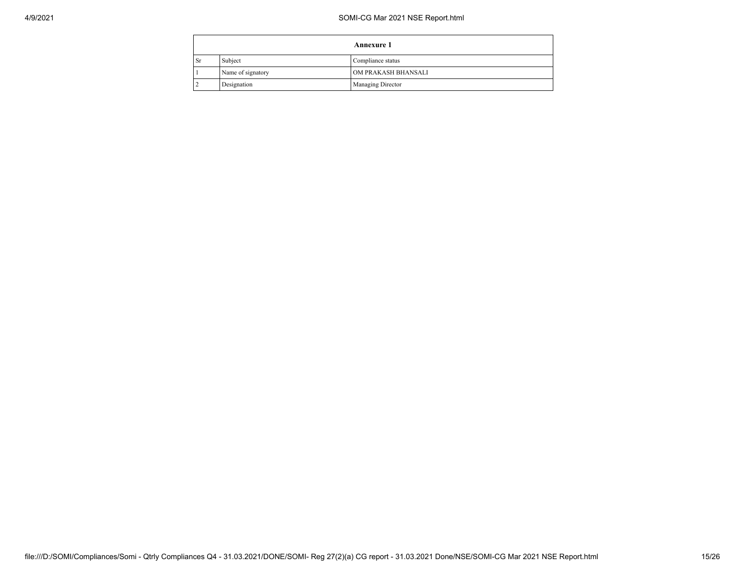| Annexure 1 | | |
|---|---|---|
| Sr | Subject | Compliance status |
| 1 | Name of signatory | OM PRAKASH BHANSALI |
| 2 | Designation | Managing Director |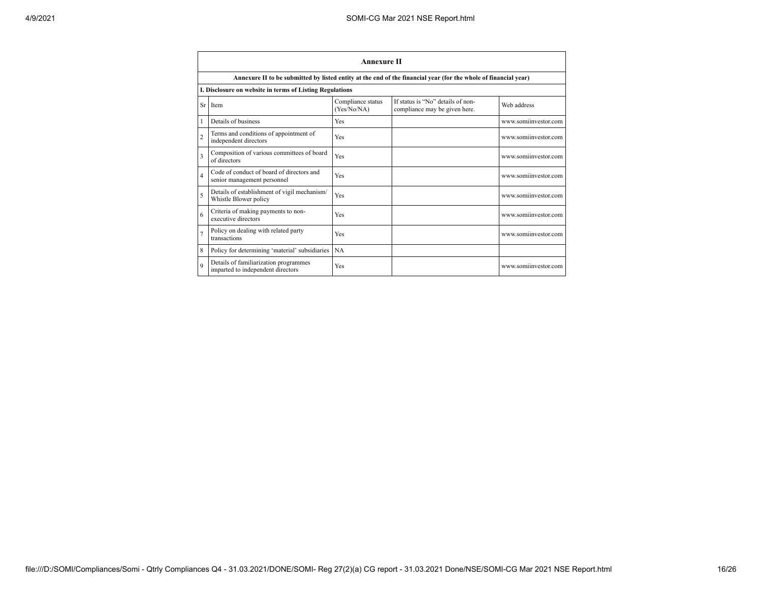## Annexure II

**Annexure II to be submitted by listed entity at the end of the financial year (for the whole of financial year)**

**I. Disclosure on website in terms of Listing Regulations**

| Sr | Item | Compliance status (Yes/No/NA) | If status is "No" details of non-compliance may be given here. | Web address |
|---|---|---|---|---|
| 1 | Details of business | Yes | | www.somiinvestor.com |
| 2 | Terms and conditions of appointment of independent directors | Yes | | www.somiinvestor.com |
| 3 | Composition of various committees of board of directors | Yes | | www.somiinvestor.com |
| 4 | Code of conduct of board of directors and senior management personnel | Yes | | www.somiinvestor.com |
| 5 | Details of establishment of vigil mechanism/ Whistle Blower policy | Yes | | www.somiinvestor.com |
| 6 | Criteria of making payments to non-executive directors | Yes | | www.somiinvestor.com |
| 7 | Policy on dealing with related party transactions | Yes | | www.somiinvestor.com |
| 8 | Policy for determining 'material' subsidiaries | NA | | |
| 9 | Details of familiarization programmes imparted to independent directors | Yes | | www.somiinvestor.com |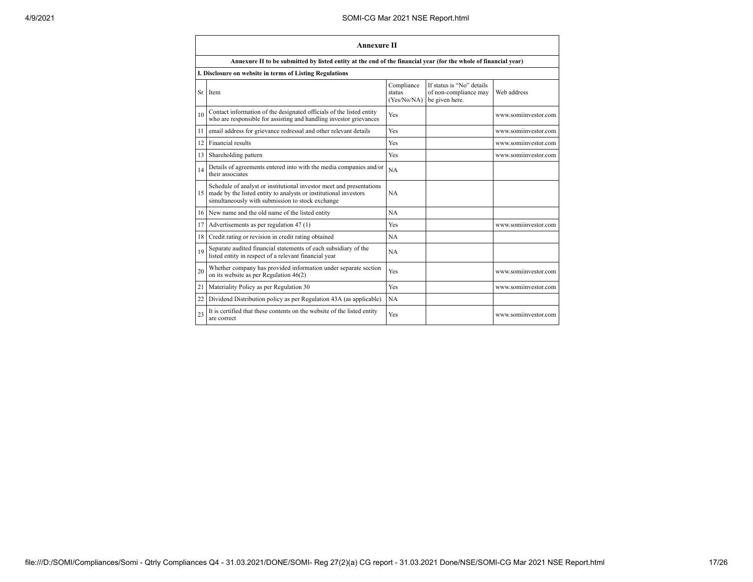## Annexure II

**Annexure II to be submitted by listed entity at the end of the financial year (for the whole of financial year)**

**I. Disclosure on website in terms of Listing Regulations**

| Sr | Item | Compliance status (Yes/No/NA) | If status is "No" details of non-compliance may be given here. | Web address |
|---|---|---|---|---|
| 10 | Contact information of the designated officials of the listed entity who are responsible for assisting and handling investor grievances | Yes | | www.somiinvestor.com |
| 11 | email address for grievance redressal and other relevant details | Yes | | www.somiinvestor.com |
| 12 | Financial results | Yes | | www.somiinvestor.com |
| 13 | Shareholding pattern | Yes | | www.somiinvestor.com |
| 14 | Details of agreements entered into with the media companies and/or their associates | NA | | |
| 15 | Schedule of analyst or institutional investor meet and presentations made by the listed entity to analysts or institutional investors simultaneously with submission to stock exchange | NA | | |
| 16 | New name and the old name of the listed entity | NA | | |
| 17 | Advertisements as per regulation 47 (1) | Yes | | www.somiinvestor.com |
| 18 | Credit rating or revision in credit rating obtained | NA | | |
| 19 | Separate audited financial statements of each subsidiary of the listed entity in respect of a relevant financial year | NA | | |
| 20 | Whether company has provided information under separate section on its website as per Regulation 46(2) | Yes | | www.somiinvestor.com |
| 21 | Materiality Policy as per Regulation 30 | Yes | | www.somiinvestor.com |
| 22 | Dividend Distribution policy as per Regulation 43A (as applicable) | NA | | |
| 23 | It is certified that these contents on the website of the listed entity are correct | Yes | | www.somiinvestor.com |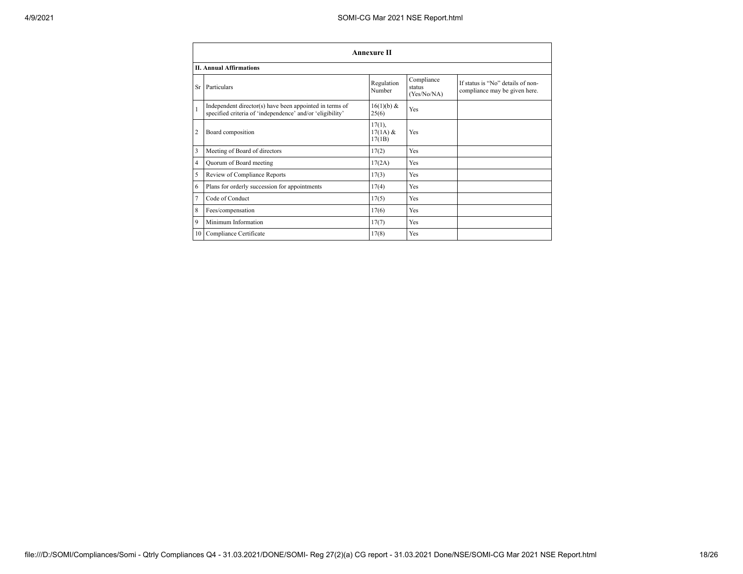## Annexure II

### II. Annual Affirmations

| Sr | Particulars | Regulation Number | Compliance status (Yes/No/NA) | If status is "No" details of non-compliance may be given here. |
|---|---|---|---|---|
| 1 | Independent director(s) have been appointed in terms of specified criteria of 'independence' and/or 'eligibility' | 16(1)(b) & 25(6) | Yes | |
| 2 | Board composition | 17(1), 17(1A) & 17(1B) | Yes | |
| 3 | Meeting of Board of directors | 17(2) | Yes | |
| 4 | Quorum of Board meeting | 17(2A) | Yes | |
| 5 | Review of Compliance Reports | 17(3) | Yes | |
| 6 | Plans for orderly succession for appointments | 17(4) | Yes | |
| 7 | Code of Conduct | 17(5) | Yes | |
| 8 | Fees/compensation | 17(6) | Yes | |
| 9 | Minimum Information | 17(7) | Yes | |
| 10 | Compliance Certificate | 17(8) | Yes | |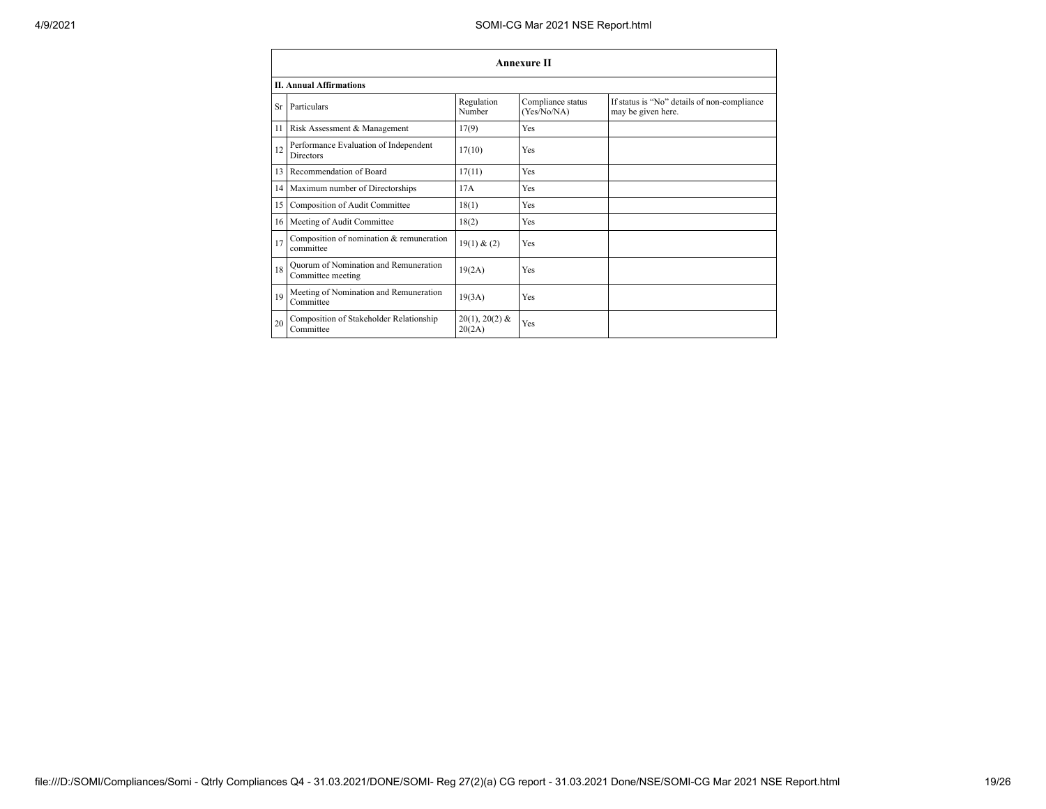| Annexure II | | | | |
|---|---|---|---|---|
| **II. Annual Affirmations** | | | | |
| Sr | Particulars | Regulation Number | Compliance status (Yes/No/NA) | If status is “No” details of non-compliance may be given here. |
| 11 | Risk Assessment & Management | 17(9) | Yes | |
| 12 | Performance Evaluation of Independent Directors | 17(10) | Yes | |
| 13 | Recommendation of Board | 17(11) | Yes | |
| 14 | Maximum number of Directorships | 17A | Yes | |
| 15 | Composition of Audit Committee | 18(1) | Yes | |
| 16 | Meeting of Audit Committee | 18(2) | Yes | |
| 17 | Composition of nomination & remuneration committee | 19(1) & (2) | Yes | |
| 18 | Quorum of Nomination and Remuneration Committee meeting | 19(2A) | Yes | |
| 19 | Meeting of Nomination and Remuneration Committee | 19(3A) | Yes | |
| 20 | Composition of Stakeholder Relationship Committee | 20(1), 20(2) & 20(2A) | Yes | |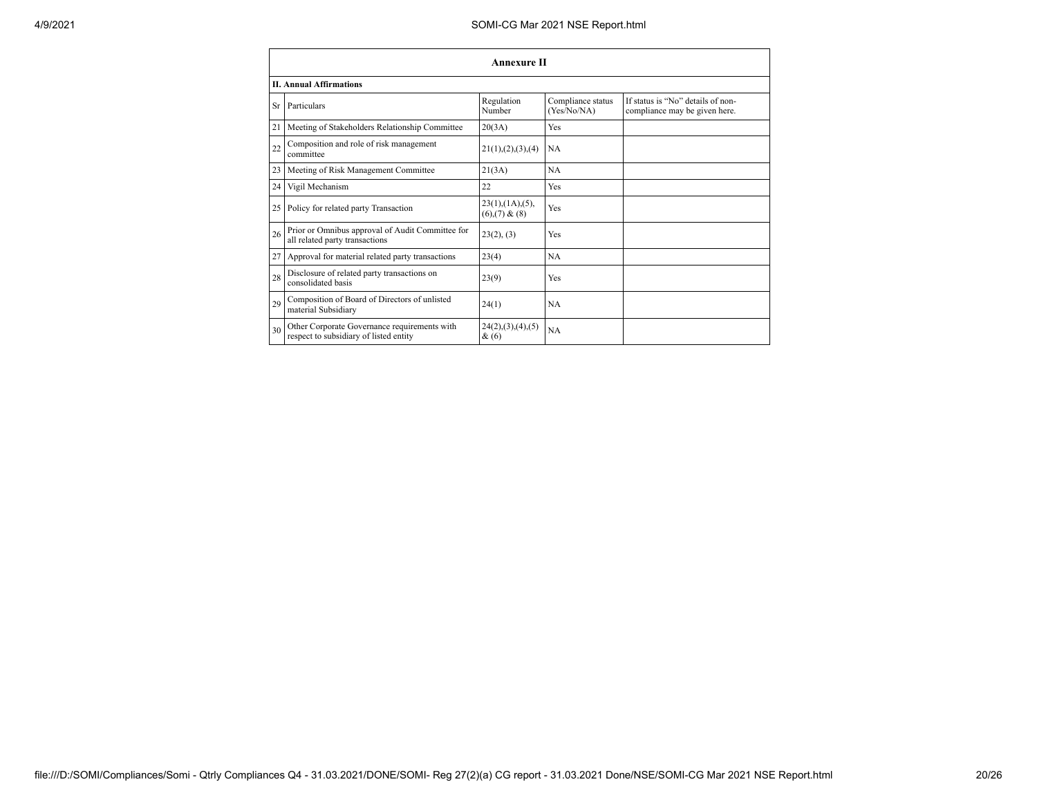## Annexure II

### II. Annual Affirmations

| Sr | Particulars | Regulation Number | Compliance status (Yes/No/NA) | If status is "No" details of non-compliance may be given here. |
|---|---|---|---|---|
| 21 | Meeting of Stakeholders Relationship Committee | 20(3A) | Yes | |
| 22 | Composition and role of risk management committee | 21(1),(2),(3),(4) | NA | |
| 23 | Meeting of Risk Management Committee | 21(3A) | NA | |
| 24 | Vigil Mechanism | 22 | Yes | |
| 25 | Policy for related party Transaction | 23(1),(1A),(5),(6),(7) & (8) | Yes | |
| 26 | Prior or Omnibus approval of Audit Committee for all related party transactions | 23(2), (3) | Yes | |
| 27 | Approval for material related party transactions | 23(4) | NA | |
| 28 | Disclosure of related party transactions on consolidated basis | 23(9) | Yes | |
| 29 | Composition of Board of Directors of unlisted material Subsidiary | 24(1) | NA | |
| 30 | Other Corporate Governance requirements with respect to subsidiary of listed entity | 24(2),(3),(4),(5) & (6) | NA | |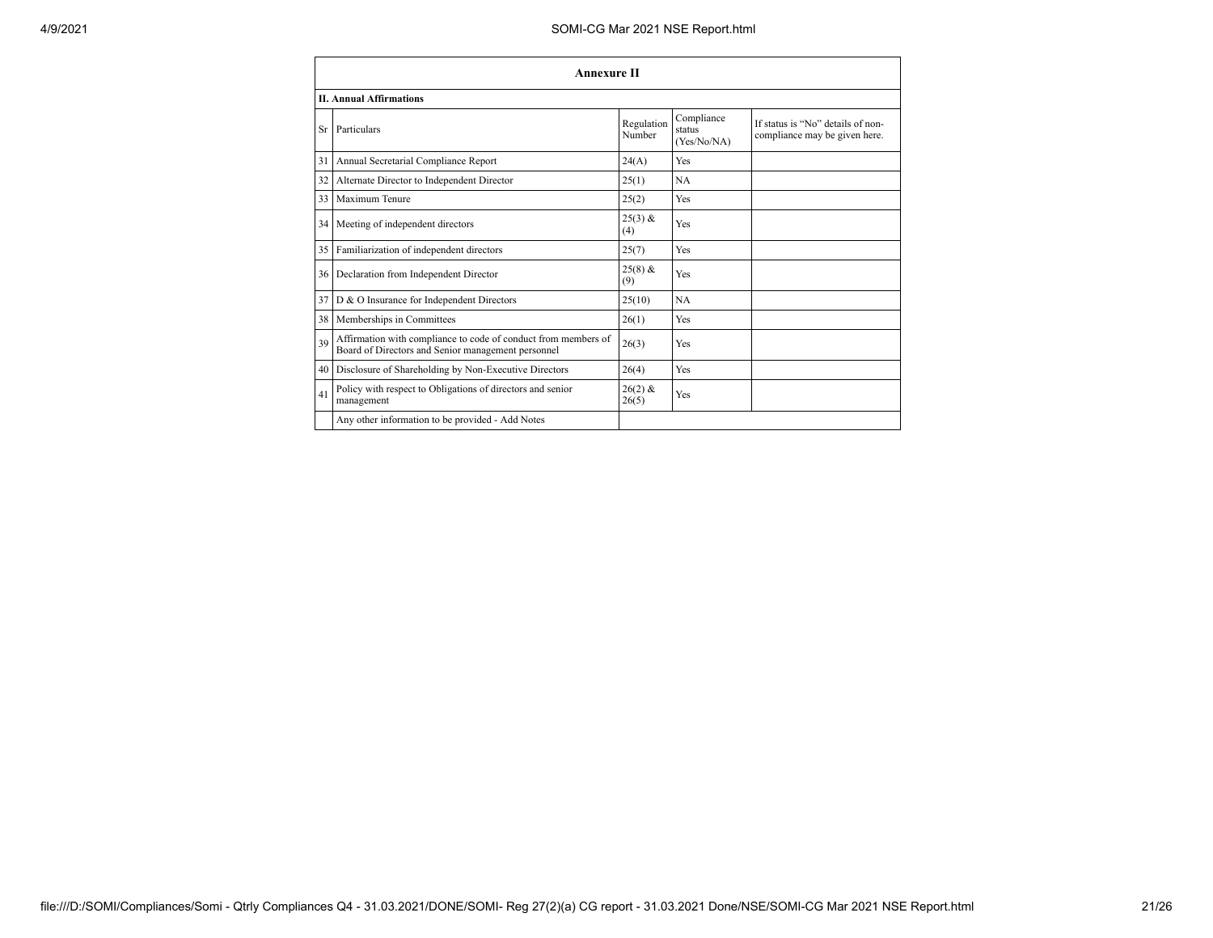| Annexure II | | | | |
|---|---|---|---|---|
| **II. Annual Affirmations** | | | | |
| Sr | Particulars | Regulation Number | Compliance status (Yes/No/NA) | If status is "No" details of non-compliance may be given here. |
| 31 | Annual Secretarial Compliance Report | 24(A) | Yes | |
| 32 | Alternate Director to Independent Director | 25(1) | NA | |
| 33 | Maximum Tenure | 25(2) | Yes | |
| 34 | Meeting of independent directors | 25(3) & (4) | Yes | |
| 35 | Familiarization of independent directors | 25(7) | Yes | |
| 36 | Declaration from Independent Director | 25(8) & (9) | Yes | |
| 37 | D & O Insurance for Independent Directors | 25(10) | NA | |
| 38 | Memberships in Committees | 26(1) | Yes | |
| 39 | Affirmation with compliance to code of conduct from members of Board of Directors and Senior management personnel | 26(3) | Yes | |
| 40 | Disclosure of Shareholding by Non-Executive Directors | 26(4) | Yes | |
| 41 | Policy with respect to Obligations of directors and senior management | 26(2) & 26(5) | Yes | |
| | Any other information to be provided - Add Notes | | | |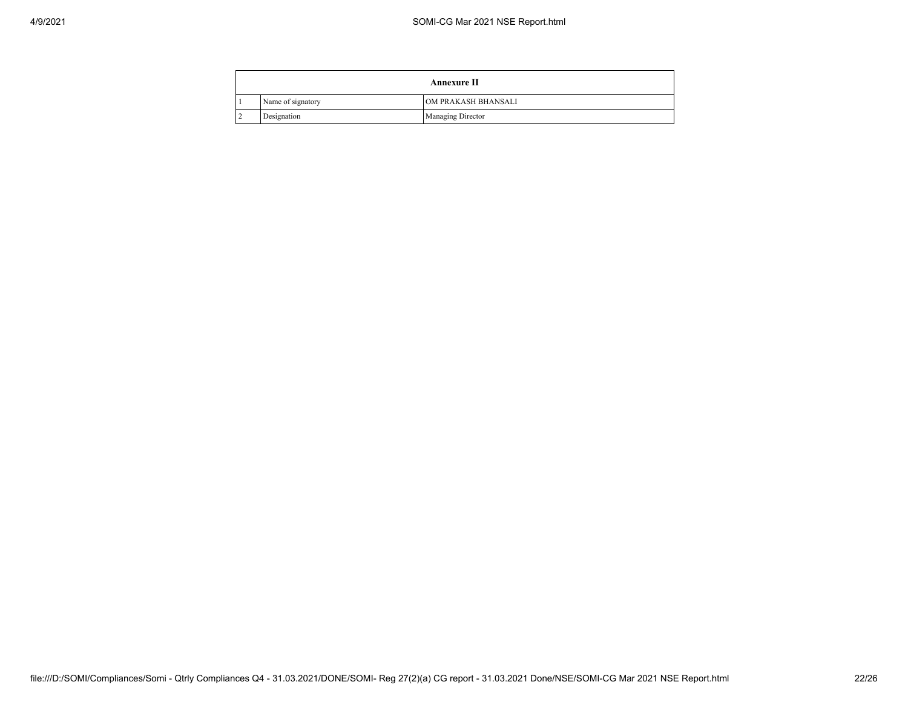| Annexure II | | |
|---|---|---|
| 1 | Name of signatory | OM PRAKASH BHANSALI |
| 2 | Designation | Managing Director |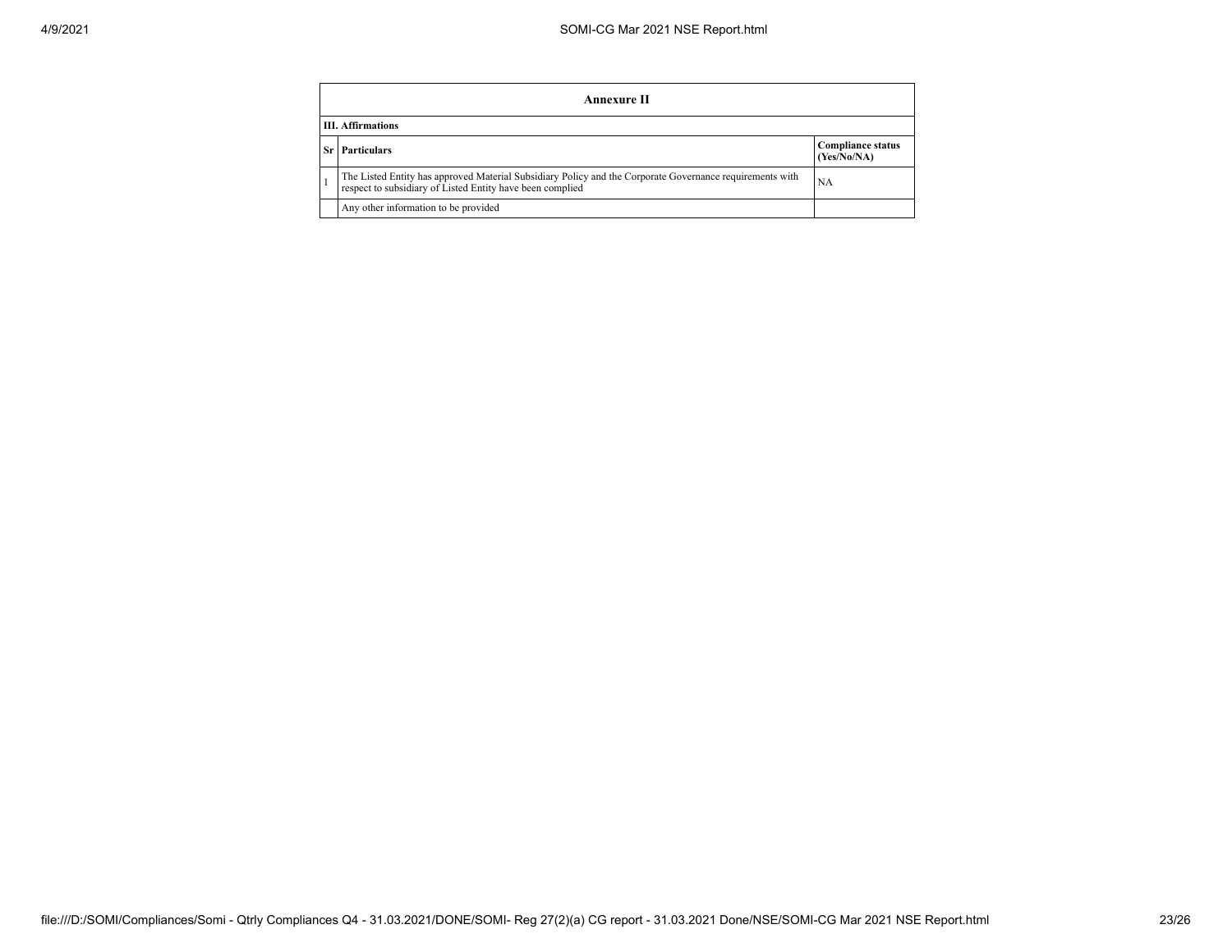| Annexure II | | |
|---|---|---|
| **III. Affirmations** | | |
| **Sr** | **Particulars** | **Compliance status (Yes/No/NA)** |
| 1 | The Listed Entity has approved Material Subsidiary Policy and the Corporate Governance requirements with respect to subsidiary of Listed Entity have been complied | NA |
| | Any other information to be provided | |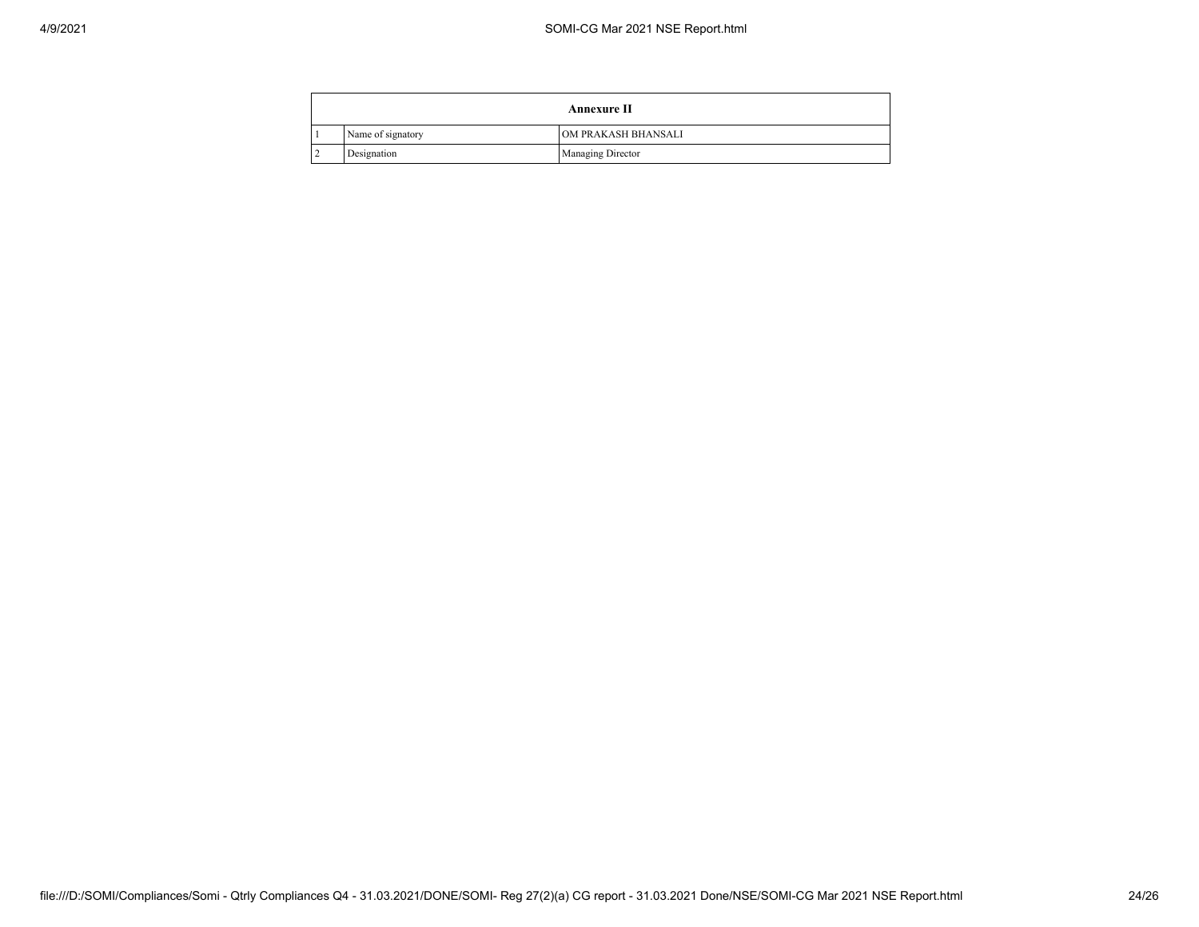| Annexure II | | |
|---|---|---|
| 1 | Name of signatory | OM PRAKASH BHANSALI |
| 2 | Designation | Managing Director |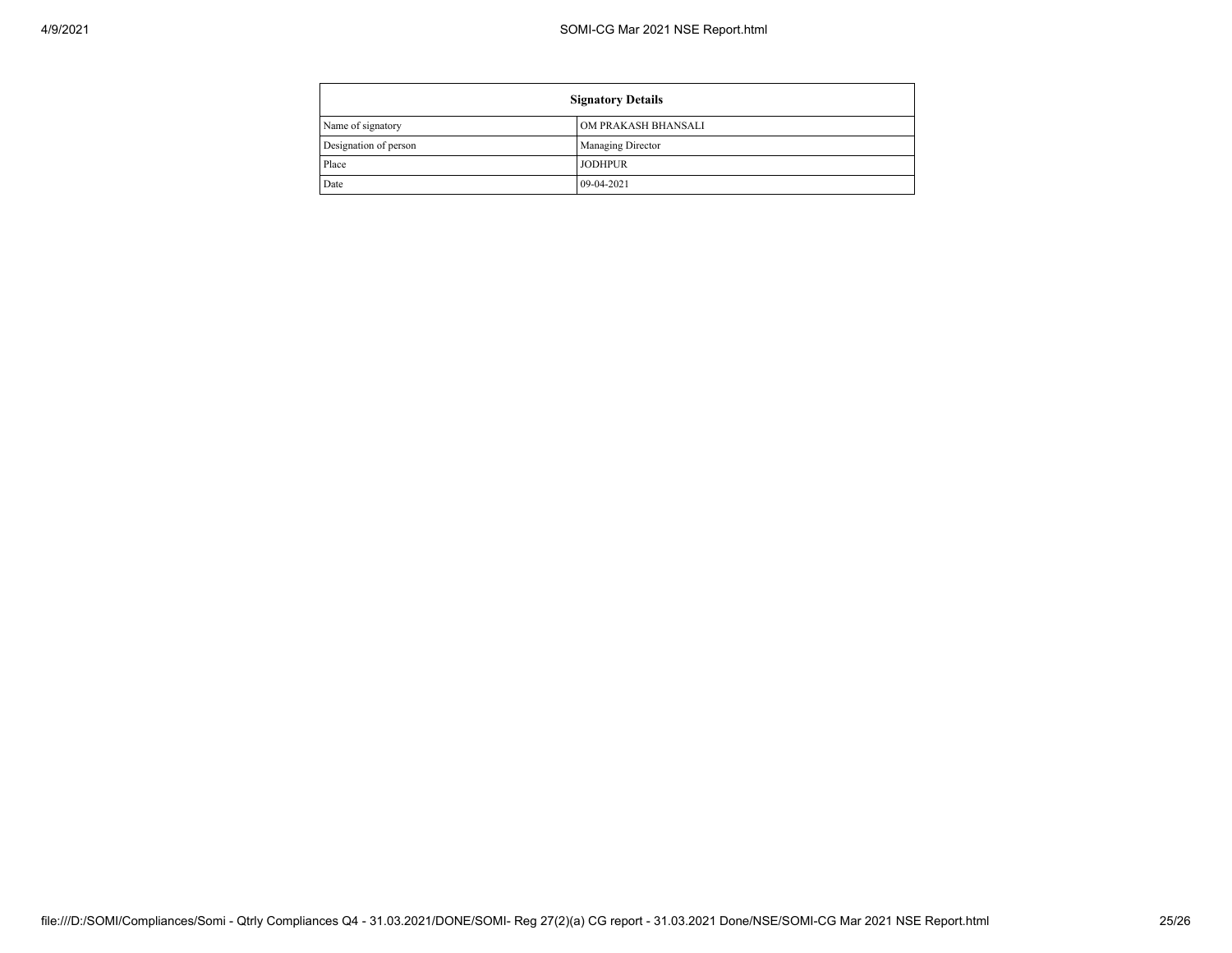| Signatory Details | |
|---|---|
| Name of signatory | OM PRAKASH BHANSALI |
| Designation of person | Managing Director |
| Place | JODHPUR |
| Date | 09-04-2021 |